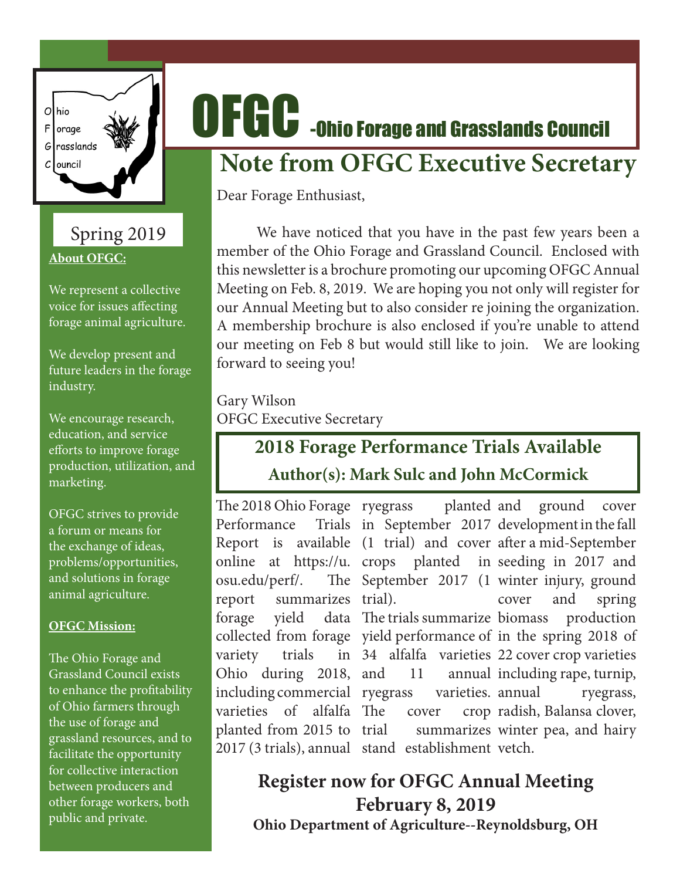# OFGC -Ohio Forage and Grasslands Council

Ohio
Forage
Grasslands
Council

Spring 2019

**About OFGC:**

We represent a collective voice for issues affecting forage animal agriculture.

We develop present and future leaders in the forage industry.

We encourage research, education, and service efforts to improve forage production, utilization, and marketing.

OFGC strives to provide a forum or means for the exchange of ideas, problems/opportunities, and solutions in forage animal agriculture.

**OFGC Mission:**

The Ohio Forage and Grassland Council exists to enhance the profitability of Ohio farmers through the use of forage and grassland resources, and to facilitate the opportunity for collective interaction between producers and other forage workers, both public and private.

## Note from OFGC Executive Secretary

Dear Forage Enthusiast,

We have noticed that you have in the past few years been a member of the Ohio Forage and Grassland Council. Enclosed with this newsletter is a brochure promoting our upcoming OFGC Annual Meeting on Feb. 8, 2019. We are hoping you not only will register for our Annual Meeting but to also consider re joining the organization. A membership brochure is also enclosed if you're unable to attend our meeting on Feb 8 but would still like to join. We are looking forward to seeing you!

Gary Wilson
OFGC Executive Secretary

## 2018 Forage Performance Trials Available

### Author(s): Mark Sulc and John McCormick

The 2018 Ohio Forage Performance Trials Report is available online at https://u.osu.edu/perf/. The report summarizes forage yield data collected from forage variety trials in Ohio during 2018, including commercial varieties of alfalfa planted from 2015 to 2017 (3 trials), annual ryegrass planted in September 2017 (1 trial) and cover crops planted in September 2017 (1 trial).

The trials summarize yield performance of 34 alfalfa varieties and 11 annual ryegrass varieties. The cover crop trial summarizes stand establishment and ground cover development in the fall after a mid-September seeding in 2017 and winter injury, ground cover and spring biomass production in the spring 2018 of 22 cover crop varieties including rape, turnip, annual ryegrass, radish, Balansa clover, winter pea, and hairy vetch.

## Register now for OFGC Annual Meeting February 8, 2019

**Ohio Department of Agriculture--Reynoldsburg, OH**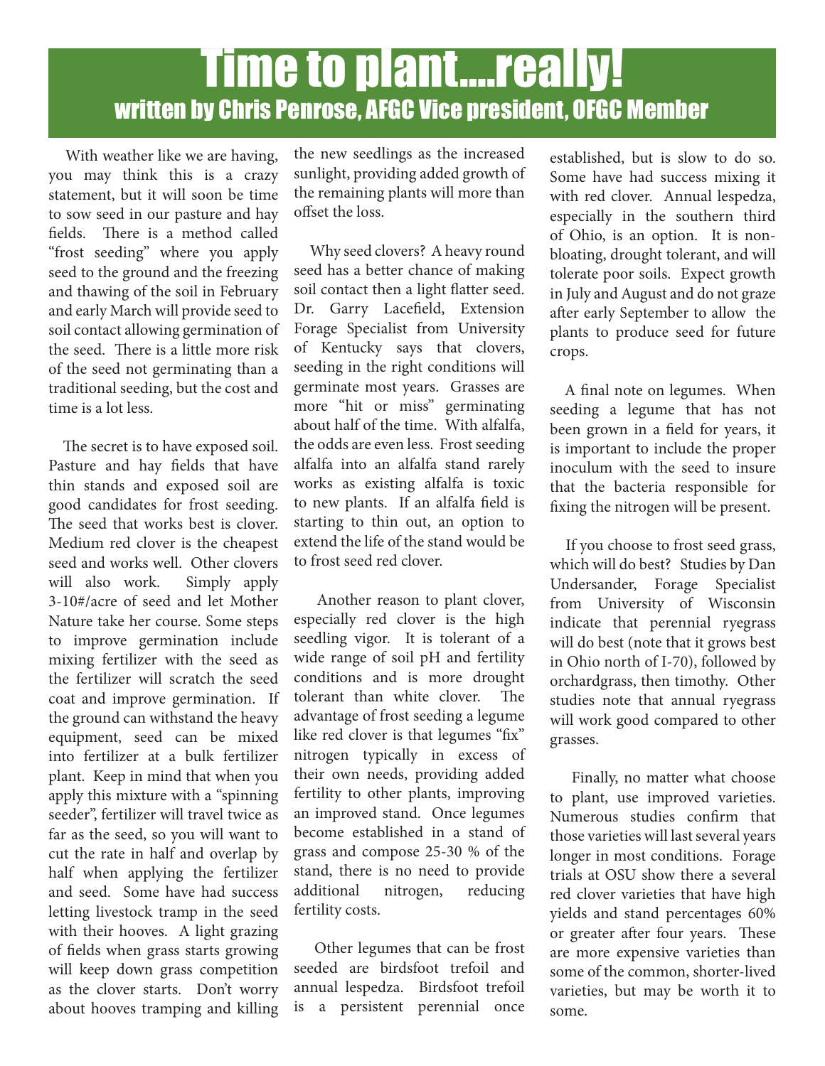# Time to plant....really!

## written by Chris Penrose, AFGC Vice president, OFGC Member

With weather like we are having, you may think this is a crazy statement, but it will soon be time to sow seed in our pasture and hay fields. There is a method called "frost seeding" where you apply seed to the ground and the freezing and thawing of the soil in February and early March will provide seed to soil contact allowing germination of the seed. There is a little more risk of the seed not germinating than a traditional seeding, but the cost and time is a lot less.

The secret is to have exposed soil. Pasture and hay fields that have thin stands and exposed soil are good candidates for frost seeding. The seed that works best is clover. Medium red clover is the cheapest seed and works well. Other clovers will also work. Simply apply 3-10#/acre of seed and let Mother Nature take her course. Some steps to improve germination include mixing fertilizer with the seed as the fertilizer will scratch the seed coat and improve germination. If the ground can withstand the heavy equipment, seed can be mixed into fertilizer at a bulk fertilizer plant. Keep in mind that when you apply this mixture with a "spinning seeder", fertilizer will travel twice as far as the seed, so you will want to cut the rate in half and overlap by half when applying the fertilizer and seed. Some have had success letting livestock tramp in the seed with their hooves. A light grazing of fields when grass starts growing will keep down grass competition as the clover starts. Don't worry about hooves tramping and killing the new seedlings as the increased sunlight, providing added growth of the remaining plants will more than offset the loss.

Why seed clovers? A heavy round seed has a better chance of making soil contact then a light flatter seed. Dr. Garry Lacefield, Extension Forage Specialist from University of Kentucky says that clovers, seeding in the right conditions will germinate most years. Grasses are more "hit or miss" germinating about half of the time. With alfalfa, the odds are even less. Frost seeding alfalfa into an alfalfa stand rarely works as existing alfalfa is toxic to new plants. If an alfalfa field is starting to thin out, an option to extend the life of the stand would be to frost seed red clover.

Another reason to plant clover, especially red clover is the high seedling vigor. It is tolerant of a wide range of soil pH and fertility conditions and is more drought tolerant than white clover. The advantage of frost seeding a legume like red clover is that legumes "fix" nitrogen typically in excess of their own needs, providing added fertility to other plants, improving an improved stand. Once legumes become established in a stand of grass and compose 25-30 % of the stand, there is no need to provide additional nitrogen, reducing fertility costs.

Other legumes that can be frost seeded are birdsfoot trefoil and annual lespedza. Birdsfoot trefoil is a persistent perennial once established, but is slow to do so. Some have had success mixing it with red clover. Annual lespedza, especially in the southern third of Ohio, is an option. It is non-bloating, drought tolerant, and will tolerate poor soils. Expect growth in July and August and do not graze after early September to allow the plants to produce seed for future crops.

A final note on legumes. When seeding a legume that has not been grown in a field for years, it is important to include the proper inoculum with the seed to insure that the bacteria responsible for fixing the nitrogen will be present.

If you choose to frost seed grass, which will do best? Studies by Dan Undersander, Forage Specialist from University of Wisconsin indicate that perennial ryegrass will do best (note that it grows best in Ohio north of I-70), followed by orchardgrass, then timothy. Other studies note that annual ryegrass will work good compared to other grasses.

Finally, no matter what choose to plant, use improved varieties. Numerous studies confirm that those varieties will last several years longer in most conditions. Forage trials at OSU show there a several red clover varieties that have high yields and stand percentages 60% or greater after four years. These are more expensive varieties than some of the common, shorter-lived varieties, but may be worth it to some.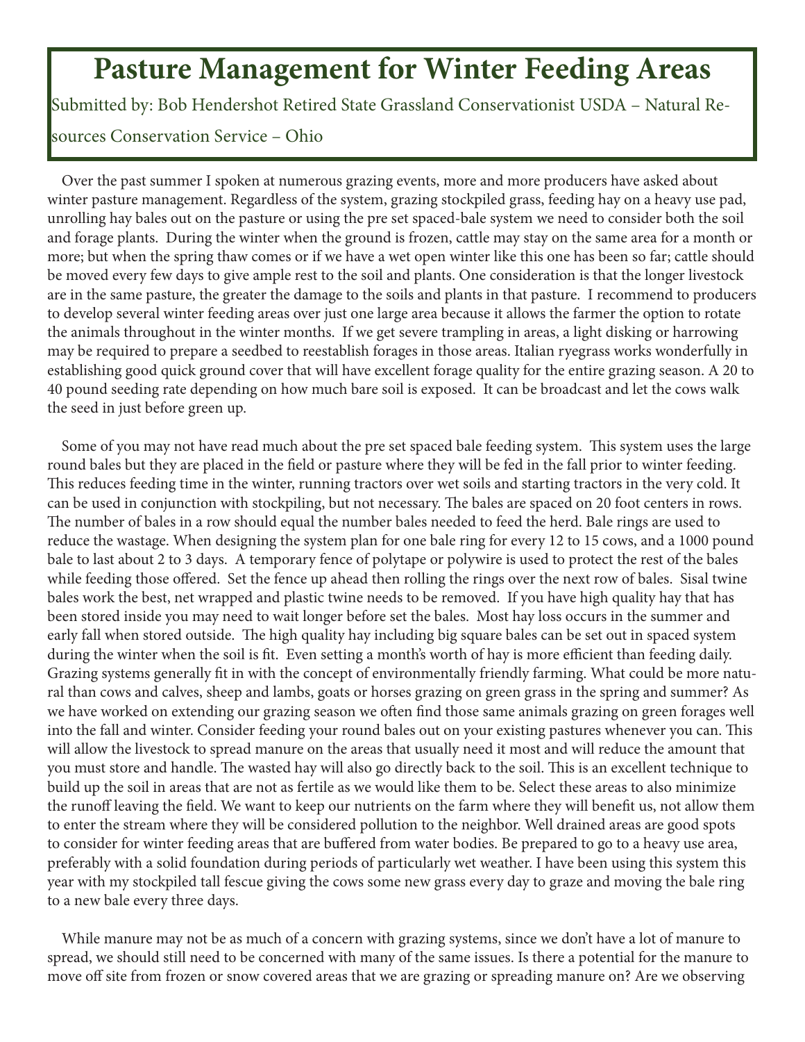# Pasture Management for Winter Feeding Areas

Submitted by: Bob Hendershot Retired State Grassland Conservationist USDA – Natural Resources Conservation Service – Ohio

Over the past summer I spoken at numerous grazing events, more and more producers have asked about winter pasture management. Regardless of the system, grazing stockpiled grass, feeding hay on a heavy use pad, unrolling hay bales out on the pasture or using the pre set spaced-bale system we need to consider both the soil and forage plants. During the winter when the ground is frozen, cattle may stay on the same area for a month or more; but when the spring thaw comes or if we have a wet open winter like this one has been so far; cattle should be moved every few days to give ample rest to the soil and plants. One consideration is that the longer livestock are in the same pasture, the greater the damage to the soils and plants in that pasture. I recommend to producers to develop several winter feeding areas over just one large area because it allows the farmer the option to rotate the animals throughout in the winter months. If we get severe trampling in areas, a light disking or harrowing may be required to prepare a seedbed to reestablish forages in those areas. Italian ryegrass works wonderfully in establishing good quick ground cover that will have excellent forage quality for the entire grazing season. A 20 to 40 pound seeding rate depending on how much bare soil is exposed. It can be broadcast and let the cows walk the seed in just before green up.

Some of you may not have read much about the pre set spaced bale feeding system. This system uses the large round bales but they are placed in the field or pasture where they will be fed in the fall prior to winter feeding. This reduces feeding time in the winter, running tractors over wet soils and starting tractors in the very cold. It can be used in conjunction with stockpiling, but not necessary. The bales are spaced on 20 foot centers in rows. The number of bales in a row should equal the number bales needed to feed the herd. Bale rings are used to reduce the wastage. When designing the system plan for one bale ring for every 12 to 15 cows, and a 1000 pound bale to last about 2 to 3 days. A temporary fence of polytape or polywire is used to protect the rest of the bales while feeding those offered. Set the fence up ahead then rolling the rings over the next row of bales. Sisal twine bales work the best, net wrapped and plastic twine needs to be removed. If you have high quality hay that has been stored inside you may need to wait longer before set the bales. Most hay loss occurs in the summer and early fall when stored outside. The high quality hay including big square bales can be set out in spaced system during the winter when the soil is fit. Even setting a month's worth of hay is more efficient than feeding daily. Grazing systems generally fit in with the concept of environmentally friendly farming. What could be more natural than cows and calves, sheep and lambs, goats or horses grazing on green grass in the spring and summer? As we have worked on extending our grazing season we often find those same animals grazing on green forages well into the fall and winter. Consider feeding your round bales out on your existing pastures whenever you can. This will allow the livestock to spread manure on the areas that usually need it most and will reduce the amount that you must store and handle. The wasted hay will also go directly back to the soil. This is an excellent technique to build up the soil in areas that are not as fertile as we would like them to be. Select these areas to also minimize the runoff leaving the field. We want to keep our nutrients on the farm where they will benefit us, not allow them to enter the stream where they will be considered pollution to the neighbor. Well drained areas are good spots to consider for winter feeding areas that are buffered from water bodies. Be prepared to go to a heavy use area, preferably with a solid foundation during periods of particularly wet weather. I have been using this system this year with my stockpiled tall fescue giving the cows some new grass every day to graze and moving the bale ring to a new bale every three days.

While manure may not be as much of a concern with grazing systems, since we don't have a lot of manure to spread, we should still need to be concerned with many of the same issues. Is there a potential for the manure to move off site from frozen or snow covered areas that we are grazing or spreading manure on? Are we observing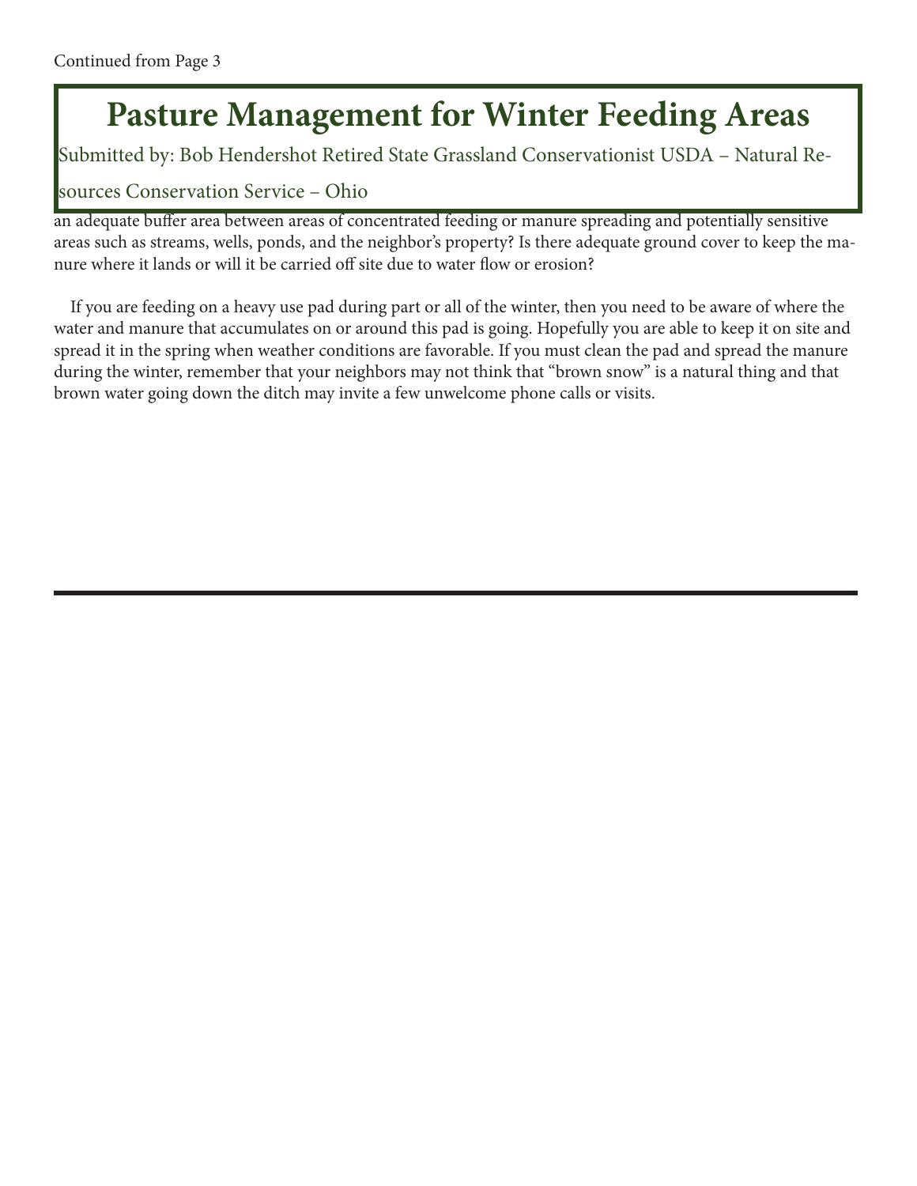Continued from Page 3

# Pasture Management for Winter Feeding Areas

Submitted by: Bob Hendershot Retired State Grassland Conservationist USDA – Natural Resources Conservation Service – Ohio

an adequate buffer area between areas of concentrated feeding or manure spreading and potentially sensitive areas such as streams, wells, ponds, and the neighbor's property? Is there adequate ground cover to keep the manure where it lands or will it be carried off site due to water flow or erosion?

If you are feeding on a heavy use pad during part or all of the winter, then you need to be aware of where the water and manure that accumulates on or around this pad is going. Hopefully you are able to keep it on site and spread it in the spring when weather conditions are favorable. If you must clean the pad and spread the manure during the winter, remember that your neighbors may not think that "brown snow" is a natural thing and that brown water going down the ditch may invite a few unwelcome phone calls or visits.